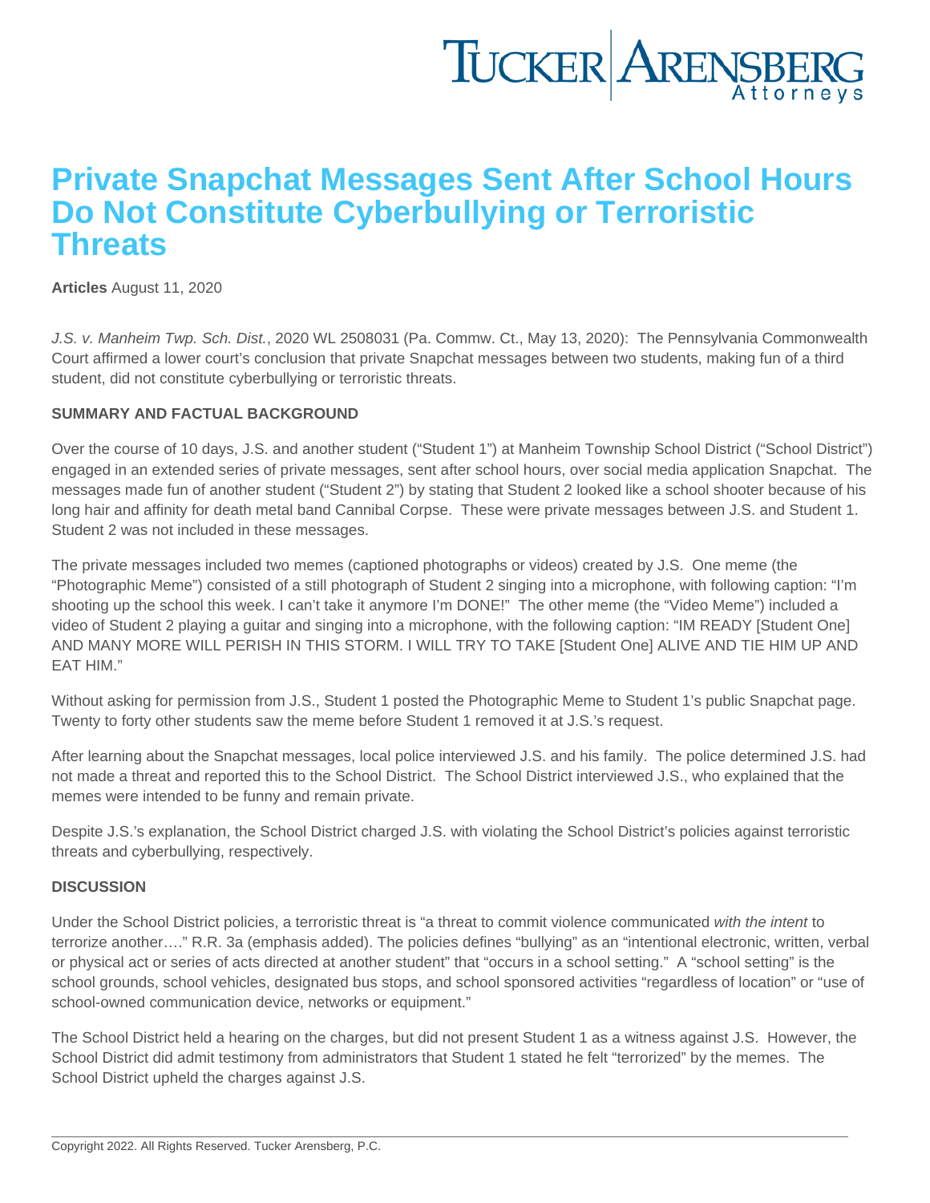# Private Snapchat Messages Sent After School Hours Do Not Constitute Cyberbullying or Terroristic Threats

**Articles** August 11, 2020

*J.S. v. Manheim Twp. Sch. Dist.*, 2020 WL 2508031 (Pa. Commw. Ct., May 13, 2020): The Pennsylvania Commonwealth Court affirmed a lower court's conclusion that private Snapchat messages between two students, making fun of a third student, did not constitute cyberbullying or terroristic threats.

**SUMMARY AND FACTUAL BACKGROUND**

Over the course of 10 days, J.S. and another student ("Student 1") at Manheim Township School District ("School District") engaged in an extended series of private messages, sent after school hours, over social media application Snapchat. The messages made fun of another student ("Student 2") by stating that Student 2 looked like a school shooter because of his long hair and affinity for death metal band Cannibal Corpse. These were private messages between J.S. and Student 1. Student 2 was not included in these messages.

The private messages included two memes (captioned photographs or videos) created by J.S. One meme (the "Photographic Meme") consisted of a still photograph of Student 2 singing into a microphone, with following caption: "I'm shooting up the school this week. I can't take it anymore I'm DONE!" The other meme (the "Video Meme") included a video of Student 2 playing a guitar and singing into a microphone, with the following caption: "IM READY [Student One] AND MANY MORE WILL PERISH IN THIS STORM. I WILL TRY TO TAKE [Student One] ALIVE AND TIE HIM UP AND EAT HIM."

Without asking for permission from J.S., Student 1 posted the Photographic Meme to Student 1's public Snapchat page. Twenty to forty other students saw the meme before Student 1 removed it at J.S.'s request.

After learning about the Snapchat messages, local police interviewed J.S. and his family. The police determined J.S. had not made a threat and reported this to the School District. The School District interviewed J.S., who explained that the memes were intended to be funny and remain private.

Despite J.S.'s explanation, the School District charged J.S. with violating the School District's policies against terroristic threats and cyberbullying, respectively.

**DISCUSSION**

Under the School District policies, a terroristic threat is "a threat to commit violence communicated *with the intent* to terrorize another…." R.R. 3a (emphasis added). The policies defines "bullying" as an "intentional electronic, written, verbal or physical act or series of acts directed at another student" that "occurs in a school setting." A "school setting" is the school grounds, school vehicles, designated bus stops, and school sponsored activities "regardless of location" or "use of school-owned communication device, networks or equipment."

The School District held a hearing on the charges, but did not present Student 1 as a witness against J.S. However, the School District did admit testimony from administrators that Student 1 stated he felt "terrorized" by the memes. The School District upheld the charges against J.S.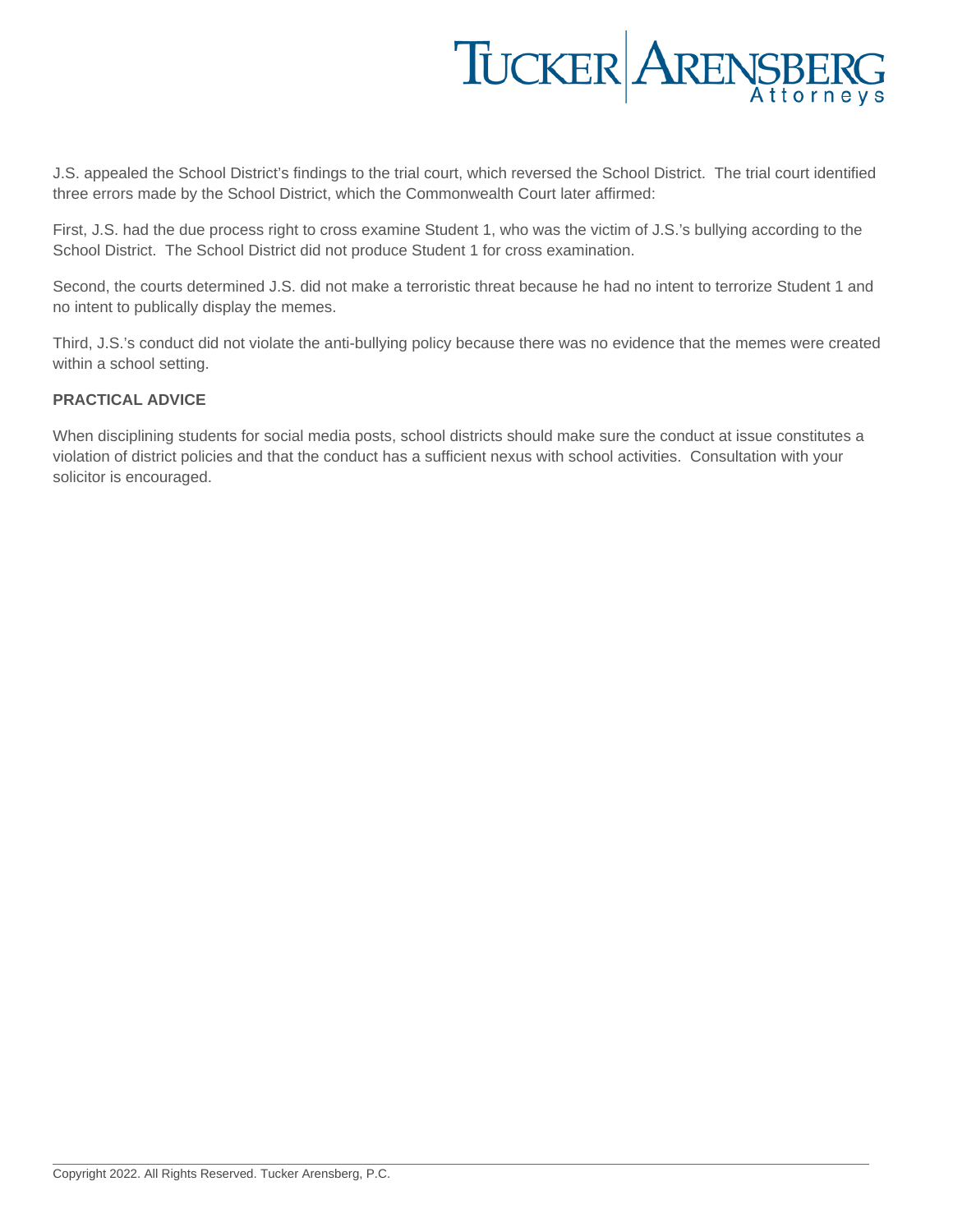J.S. appealed the School District's findings to the trial court, which reversed the School District. The trial court identified three errors made by the School District, which the Commonwealth Court later affirmed:

First, J.S. had the due process right to cross examine Student 1, who was the victim of J.S.'s bullying according to the School District. The School District did not produce Student 1 for cross examination.

Second, the courts determined J.S. did not make a terroristic threat because he had no intent to terrorize Student 1 and no intent to publically display the memes.

Third, J.S.'s conduct did not violate the anti-bullying policy because there was no evidence that the memes were created within a school setting.

**PRACTICAL ADVICE**

When disciplining students for social media posts, school districts should make sure the conduct at issue constitutes a violation of district policies and that the conduct has a sufficient nexus with school activities. Consultation with your solicitor is encouraged.

Copyright 2022. All Rights Reserved. Tucker Arensberg, P.C.